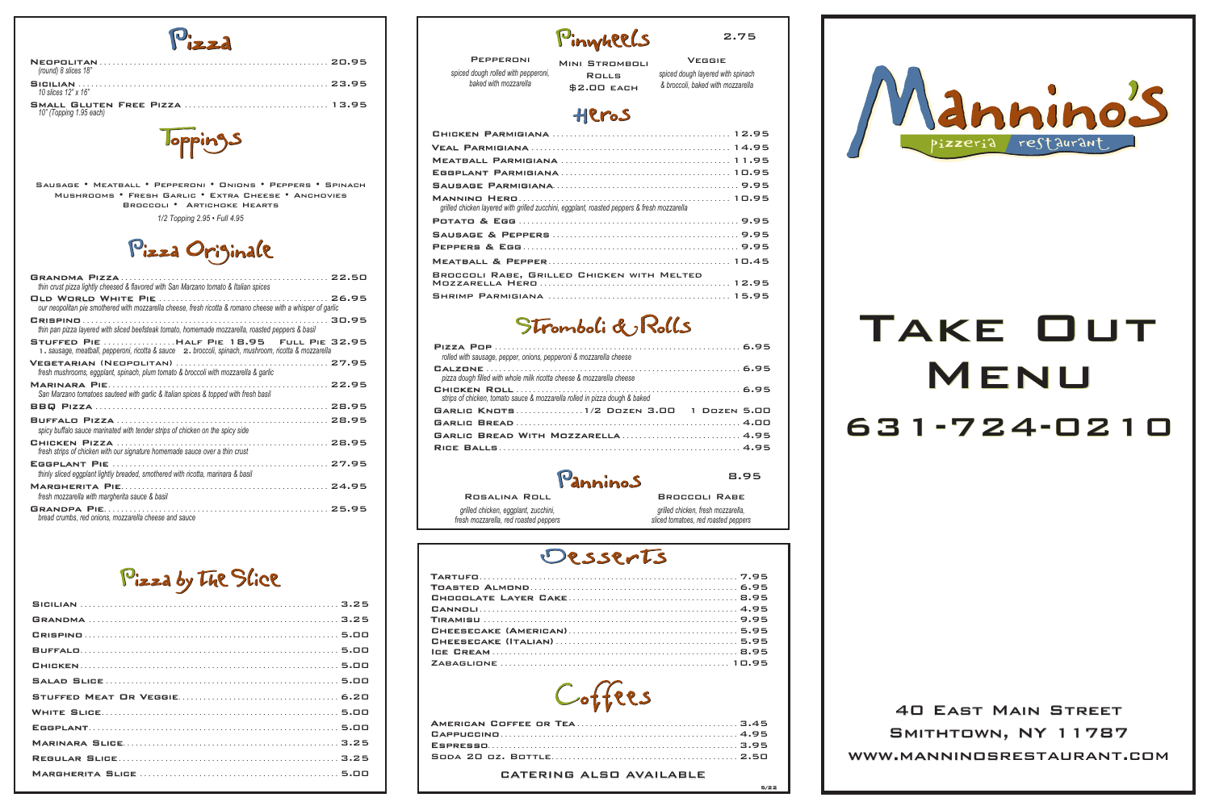# Pizza

| Item | Price |
|---|---|
| Neopolitan *(round) 8 slices 18"* | 20.95 |
| Sicilian *10 slices 12" x 16"* | 23.95 |
| Small Gluten Free Pizza *10" (Topping 1.95 each)* | 13.95 |

## Toppings

Sausage • Meatball • Pepperoni • Onions • Peppers • Spinach
Mushrooms • Fresh Garlic • Extra Cheese • Anchovies
Broccoli • Artichoke Hearts

*1/2 Topping 2.95 • Full 4.95*

## Pizza Originale

| Item | Price |
|---|---|
| Grandma Pizza *thin crust pizza lightly cheesed & flavored with San Marzano tomato & Italian spices* | 22.50 |
| Old World White Pie *our neopolitan pie smothered with mozzarella cheese, fresh ricotta & romano cheese with a whisper of garlic* | 26.95 |
| Crispino *thin pan pizza layered with sliced beefsteak tomato, homemade mozzarella, roasted peppers & basil* | 30.95 |
| Stuffed Pie — Half Pie 18.95 / Full Pie 32.95 *1. sausage, meatball, pepperoni, ricotta & sauce 2. broccoli, spinach, mushroom, ricotta & mozzarella* | |
| Vegetarian (Neopolitan) *fresh mushrooms, eggplant, spinach, plum tomato & broccoli with mozzarella & garlic* | 27.95 |
| Marinara Pie *San Marzano tomatoes sauteed with garlic & Italian spices & topped with fresh basil* | 22.95 |
| BBQ Pizza | 28.95 |
| Buffalo Pizza *spicy buffalo sauce marinated with tender strips of chicken on the spicy side* | 28.95 |
| Chicken Pizza *fresh strips of chicken with our signature homemade sauce over a thin crust* | 28.95 |
| Eggplant Pie *thinly sliced eggplant lightly breaded, smothered with ricotta, marinara & basil* | 27.95 |
| Margherita Pie *fresh mozzarella with margherita sauce & basil* | 24.95 |
| Grandpa Pie *bread crumbs, red onions, mozzarella cheese and sauce* | 25.95 |

## Pizza by the Slice

| Item | Price |
|---|---|
| Sicilian | 3.25 |
| Grandma | 3.25 |
| Crispino | 5.00 |
| Buffalo | 5.00 |
| Chicken | 5.00 |
| Salad Slice | 5.00 |
| Stuffed Meat or Veggie | 6.20 |
| White Slice | 5.00 |
| Eggplant | 5.00 |
| Marinara Slice | 3.25 |
| Regular Slice | 3.25 |
| Margherita Slice | 5.00 |

## Pinwheels — 2.75

**Pepperoni** *spiced dough rolled with pepperoni, baked with mozzarella*

**Mini Stromboli Rolls** $2.00 each

**Veggie** *spiced dough layered with spinach & broccoli, baked with mozzarella*

## Heros

| Item | Price |
|---|---|
| Chicken Parmigiana | 12.95 |
| Veal Parmigiana | 14.95 |
| Meatball Parmigiana | 11.95 |
| Eggplant Parmigiana | 10.95 |
| Sausage Parmigiana | 9.95 |
| Mannino Hero *grilled chicken layered with grilled zucchini, eggplant, roasted peppers & fresh mozzarella* | 10.95 |
| Potato & Egg | 9.95 |
| Sausage & Peppers | 9.95 |
| Peppers & Egg | 9.95 |
| Meatball & Pepper | 10.45 |
| Broccoli Rabe, Grilled Chicken with Melted Mozzarella Hero | 12.95 |
| Shrimp Parmigiana | 15.95 |

## Stromboli & Rolls

| Item | Price |
|---|---|
| Pizza Pop *rolled with sausage, pepper, onions, pepperoni & mozzarella cheese* | 6.95 |
| Calzone *pizza dough filled with whole milk ricotta cheese & mozzarella cheese* | 6.95 |
| Chicken Roll *strips of chicken, tomato sauce & mozzarella rolled in pizza dough & baked* | 6.95 |
| Garlic Knots — 1/2 Dozen 3.00 | 1 Dozen 5.00 |
| Garlic Bread | 4.00 |
| Garlic Bread with Mozzarella | 4.95 |
| Rice Balls | 4.95 |

## Panninos — 8.95

**Rosalina Roll** *grilled chicken, eggplant, zucchini, fresh mozzarella, red roasted peppers*

**Broccoli Rabe** *grilled chicken, fresh mozzarella, sliced tomatoes, red roasted peppers*

## Desserts

| Item | Price |
|---|---|
| Tartufo | 7.95 |
| Toasted Almond | 6.95 |
| Chocolate Layer Cake | 8.95 |
| Cannoli | 4.95 |
| Tiramisu | 9.95 |
| Cheesecake (American) | 5.95 |
| Cheesecake (Italian) | 5.95 |
| Ice Cream | 8.95 |
| Zabaglione | 10.95 |

## Coffees

| Item | Price |
|---|---|
| American Coffee or Tea | 3.45 |
| Cappuccino | 4.95 |
| Espresso | 3.95 |
| Soda 20 oz. Bottle | 2.50 |

Catering Also Available

5/22

# Mannino's

pizzeria restaurant

# Take Out Menu

## 631-724-0210

40 East Main Street
Smithtown, NY 11787
www.manninosrestaurant.com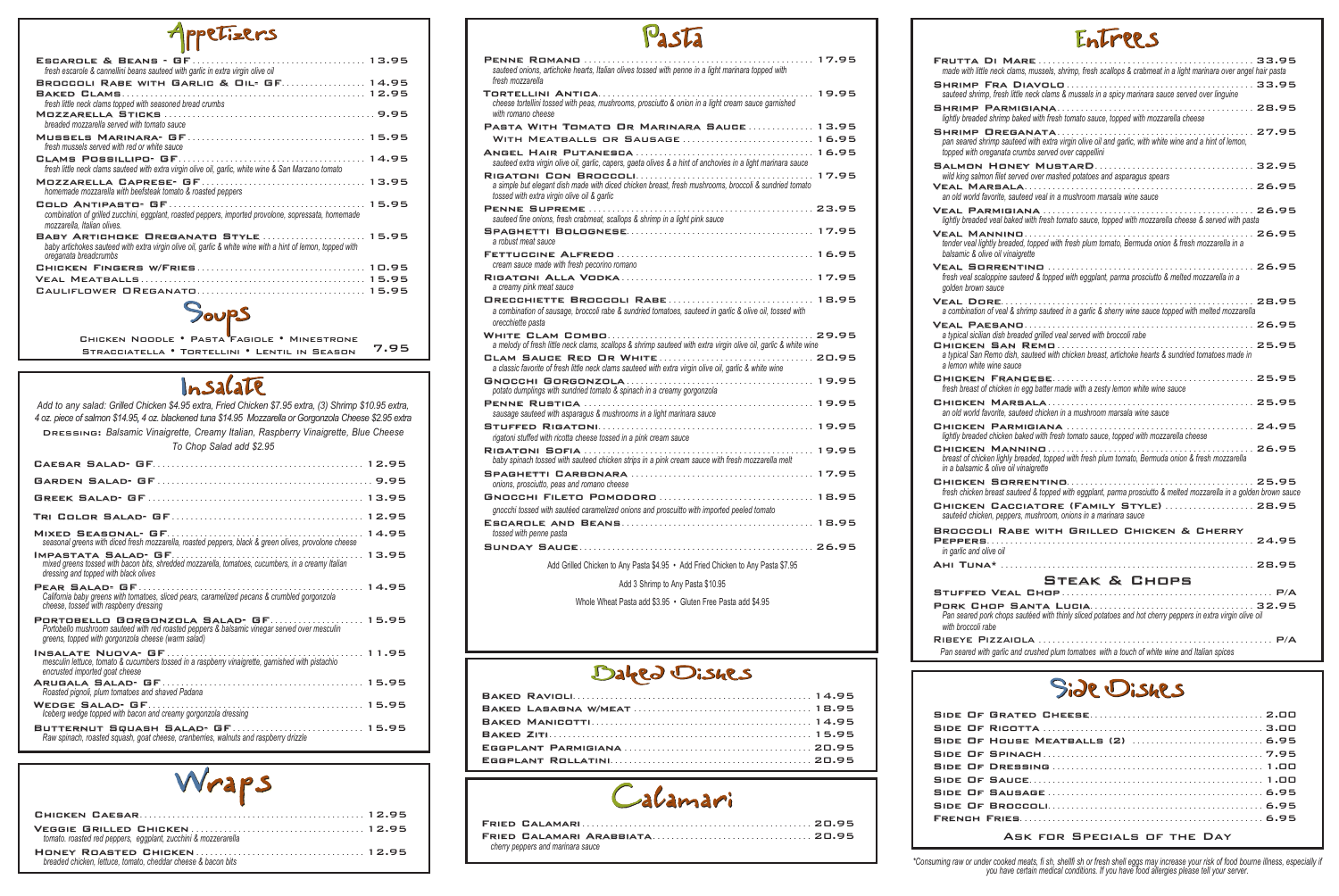# Appetizers

| | |
|---|---|
| **Escarole & Beans - GF** *fresh escarole & cannellini beans sauteed with garlic in extra virgin olive oil* | 13.95 |
| **Broccoli Rabe with Garlic & Oil- GF** | 14.95 |
| **Baked Clams** *fresh little neck clams topped with seasoned bread crumbs* | 12.95 |
| **Mozzarella Sticks** *breaded mozzarella served with tomato sauce* | 9.95 |
| **Mussels Marinara- GF** *fresh mussels served with red or white sauce* | 15.95 |
| **Clams Possillipo- GF** *fresh little neck clams sauteed with extra virgin olive oil, garlic, white wine & San Marzano tomato* | 14.95 |
| **Mozzarella Caprese- GF** *homemade mozzarella with beefsteak tomato & roasted peppers* | 13.95 |
| **Cold Antipasto- GF** *combination of grilled zucchini, eggplant, roasted peppers, imported provolone, sopressata, homemade mozzarella, Italian olives.* | 15.95 |
| **Baby Artichoke Oreganato Style** *baby artichokes sauteed with extra virgin olive oil, garlic & white wine with a hint of lemon, topped with oreganata breadcrumbs* | 15.95 |
| **Chicken Fingers w/Fries** | 10.95 |
| **Veal Meatballs** | 15.95 |
| **Cauliflower Oreganato** | 15.95 |

# Soups

Chicken Noodle • Pasta Fagiole • Minestrone
Stracciatella • Tortellini • Lentil in Season 7.95

# Insalate

*Add to any salad: Grilled Chicken $4.95 extra, Fried Chicken $7.95 extra, (3) Shrimp $10.95 extra, 4 oz. piece of salmon $14.95, 4 oz. blackened tuna $14.95 Mozzarella or Gorgonzola Cheese $2.95 extra*

Dressing: *Balsamic Vinaigrette, Creamy Italian, Raspberry Vinaigrette, Blue Cheese*

*To Chop Salad add $2.95*

| | |
|---|---|
| **Caesar Salad- GF** | 12.95 |
| **Garden Salad- GF** | 9.95 |
| **Greek Salad- GF** | 13.95 |
| **Tri Color Salad- GF** | 12.95 |
| **Mixed Seasonal- GF** *seasonal greens with diced fresh mozzarella, roasted peppers, black & green olives, provolone cheese* | 14.95 |
| **Impastata Salad- GF** *mixed greens tossed with bacon bits, shredded mozzarella, tomatoes, cucumbers, in a creamy Italian dressing and topped with black olives* | 13.95 |
| **Pear Salad- GF** *California baby greens with tomatoes, sliced pears, caramelized pecans & crumbled gorgonzola cheese, tossed with raspberry dressing* | 14.95 |
| **Portobello Gorgonzola Salad- GF** *Portobello mushroom sauteed with red roasted peppers & balsamic vinegar served over mesculin greens, topped with gorgonzola cheese (warm salad)* | 15.95 |
| **Insalate Nuova- GF** *mesculin lettuce, tomato & cucumbers tossed in a raspberry vinaigrette, garnished with pistachio encrusted imported goat cheese* | 11.95 |
| **Arugala Salad- GF** *Roasted pignoli, plum tomatoes and shaved Padana* | 15.95 |
| **Wedge Salad- GF** *Iceberg wedge topped with bacon and creamy gorgonzola dressing* | 15.95 |
| **Butternut Squash Salad- GF** *Raw spinach, roasted squash, goat cheese, cranberries, walnuts and raspberry drizzle* | 15.95 |

# Wraps

| | |
|---|---|
| **Chicken Caesar** | 12.95 |
| **Veggie Grilled Chicken** *tomato. roasted red peppers, eggplant, zucchini & mozzarella* | 12.95 |
| **Honey Roasted Chicken** *breaded chicken, lettuce, tomato, cheddar cheese & bacon bits* | 12.95 |

# Pasta

| | |
|---|---|
| **Penne Romano** *sauteed onions, artichoke hearts, Italian olives tossed with penne in a light marinara topped with fresh mozzarella* | 17.95 |
| **Tortellini Antica** *cheese tortellini tossed with peas, mushrooms, prosciutto & onion in a light cream sauce garnished with romano cheese* | 19.95 |
| **Pasta With Tomato Or Marinara Sauce** | 13.95 |
| **With Meatballs or Sausage** | 16.95 |
| **Angel Hair Putanesca** *sauteed extra virgin olive oil, garlic, capers, gaeta olives & a hint of anchovies in a light marinara sauce* | 16.95 |
| **Rigatoni Con Broccoli** *a simple but elegant dish made with diced chicken breast, fresh mushrooms, broccoli & sundried tomato tossed with extra virgin olive oil & garlic* | 17.95 |
| **Penne Supreme** *sauteed fine onions, fresh crabmeat, scallops & shrimp in a light pink sauce* | 23.95 |
| **Spaghetti Bolognese** *a robust meat sauce* | 17.95 |
| **Fettuccine Alfredo** *cream sauce made with fresh pecorino romano* | 16.95 |
| **Rigatoni Alla Vodka** *a creamy pink meat sauce* | 17.95 |
| **Orecchiette Broccoli Rabe** *a combination of sausage, broccoli rabe & sundried tomatoes, sauteed in garlic & olive oil, tossed with orecchiette pasta* | 18.95 |
| **White Clam Combo** *a melody of fresh little neck clams, scallops & shrimp sauteed with extra virgin olive oil, garlic & white wine* | 29.95 |
| **Clam Sauce Red Or White** *a classic favorite of fresh little neck clams sauteed with extra virgin olive oil, garlic & white wine* | 20.95 |
| **Gnocchi Gorgonzola** *potato dumplings with sundried tomato & spinach in a creamy gorgonzola* | 19.95 |
| **Penne Rustica** *sausage sauteed with asparagus & mushrooms in a light marinara sauce* | 19.95 |
| **Stuffed Rigatoni** *rigatoni stuffed with ricotta cheese tossed in a pink cream sauce* | 19.95 |
| **Rigatoni Sofia** *baby spinach tossed with sauteed chicken strips in a pink cream sauce with fresh mozzarella melt* | 19.95 |
| **Spaghetti Carbonara** *onions, prosciutto, peas and romano cheese* | 17.95 |
| **Gnocchi Fileto Pomodoro** *gnocchi tossed with sautéed caramelized onions and proscuitto with imported peeled tomato* | 18.95 |
| **Escarole and Beans** *tossed with penne pasta* | 18.95 |
| **Sunday Sauce** | 26.95 |

Add Grilled Chicken to Any Pasta $4.95 • Add Fried Chicken to Any Pasta $7.95

Add 3 Shrimp to Any Pasta $10.95

Whole Wheat Pasta add $3.95 • Gluten Free Pasta add $4.95

# Baked Dishes

| | |
|---|---|
| **Baked Ravioli** | 14.95 |
| **Baked Lasagna w/meat** | 18.95 |
| **Baked Manicotti** | 14.95 |
| **Baked Ziti** | 15.95 |
| **Eggplant Parmigiana** | 20.95 |
| **Eggplant Rollatini** | 20.95 |

# Calamari

| | |
|---|---|
| **Fried Calamari** | 20.95 |
| **Fried Calamari Arrabbiata** *cherry peppers and marinara sauce* | 20.95 |

# Entrees

| | |
|---|---|
| **Frutta Di Mare** *made with little neck clams, mussels, shrimp, fresh scallops & crabmeat in a light marinara over angel hair pasta* | 33.95 |
| **Shrimp Fra Diavolo** *sauteed shrimp, fresh little neck clams & mussels in a spicy marinara sauce served over linguine* | 33.95 |
| **Shrimp Parmigiana** *lightly breaded shrimp baked with fresh tomato sauce, topped with mozzarella cheese* | 28.95 |
| **Shrimp Oreganata** *pan seared shrimp sauteed with extra virgin olive oil and garlic, with white wine and a hint of lemon, topped with oreganata crumbs served over cappellini* | 27.95 |
| **Salmon Honey Mustard** *wild king salmon filet served over mashed potatoes and asparagus spears* | 32.95 |
| **Veal Marsala** *an old world favorite, sauteed veal in a mushroom marsala wine sauce* | 26.95 |
| **Veal Parmigiana** *lightly breaded veal baked with fresh tomato sauce, topped with mozzarella cheese & served with pasta* | 26.95 |
| **Veal Manning** *tender veal lightly breaded, topped with fresh plum tomato, Bermuda onion & fresh mozzarella in a balsamic & olive oil vinaigrette* | 26.95 |
| **Veal Sorrentino** *fresh veal scaloppine sauteed & topped with eggplant, parma prosciutto & melted mozzarella in a golden brown sauce* | 26.95 |
| **Veal Dore** *a combination of veal & shrimp sauteed in a garlic & sherry wine sauce topped with melted mozzarella* | 28.95 |
| **Veal Paesano** *a typical sicilian dish breaded grilled veal served with broccoli rabe* | 26.95 |
| **Chicken San Remo** *a typical San Remo dish, sauteed with chicken breast, artichoke hearts & sundried tomatoes made in a lemon white wine sauce* | 25.95 |
| **Chicken Francese** *fresh breast of chicken in egg batter made with a zesty lemon white wine sauce* | 25.95 |
| **Chicken Marsala** *an old world favorite, sauteed chicken in a mushroom marsala wine sauce* | 25.95 |
| **Chicken Parmigiana** *lightly breaded chicken baked with fresh tomato sauce, topped with mozzarella cheese* | 24.95 |
| **Chicken Manning** *breast of chicken lightly breaded, topped with fresh plum tomato, Bermuda onion & fresh mozzarella in a balsamic & olive oil vinaigrette* | 26.95 |
| **Chicken Sorrentino** *fresh chicken breast sauteed & topped with eggplant, parma prosciutto & melted mozzarella in a golden brown sauce* | 25.95 |
| **Chicken Cacciatore (Family Style)** *sauteéd chicken, peppers, mushroom, onions in a marinara sauce* | 28.95 |
| **Broccoli Rabe with Grilled Chicken & Cherry Peppers** *in garlic and olive oil* | 24.95 |
| **Ahi Tuna*** | 28.95 |

## Steak & Chops

| | |
|---|---|
| **Stuffed Veal Chop** | P/A |
| **Pork Chop Santa Lucia** *Pan seared pork chops sautéed with thinly sliced potatoes and hot cherry peppers in extra virgin olive oil with broccoli rabe* | 32.95 |
| **Ribeye Pizzaiola** *Pan seared with garlic and crushed plum tomatoes with a touch of white wine and Italian spices* | P/A |

# Side Dishes

| | |
|---|---|
| **Side Of Grated Cheese** | 2.00 |
| **Side Of Ricotta** | 3.00 |
| **Side Of House Meatballs (2)** | 6.95 |
| **Side Of Spinach** | 7.95 |
| **Side Of Dressing** | 1.00 |
| **Side Of Sauce** | 1.00 |
| **Side Of Sausage** | 6.95 |
| **Side Of Broccoli** | 6.95 |
| **French Fries** | 6.95 |

Ask for Specials of the Day

*Consuming raw or under cooked meats, fi sh, shellfi sh or fresh shell eggs may increase your risk of food bourne illness, especially if you have certain medical conditions. If you have food allergies please tell your server.*